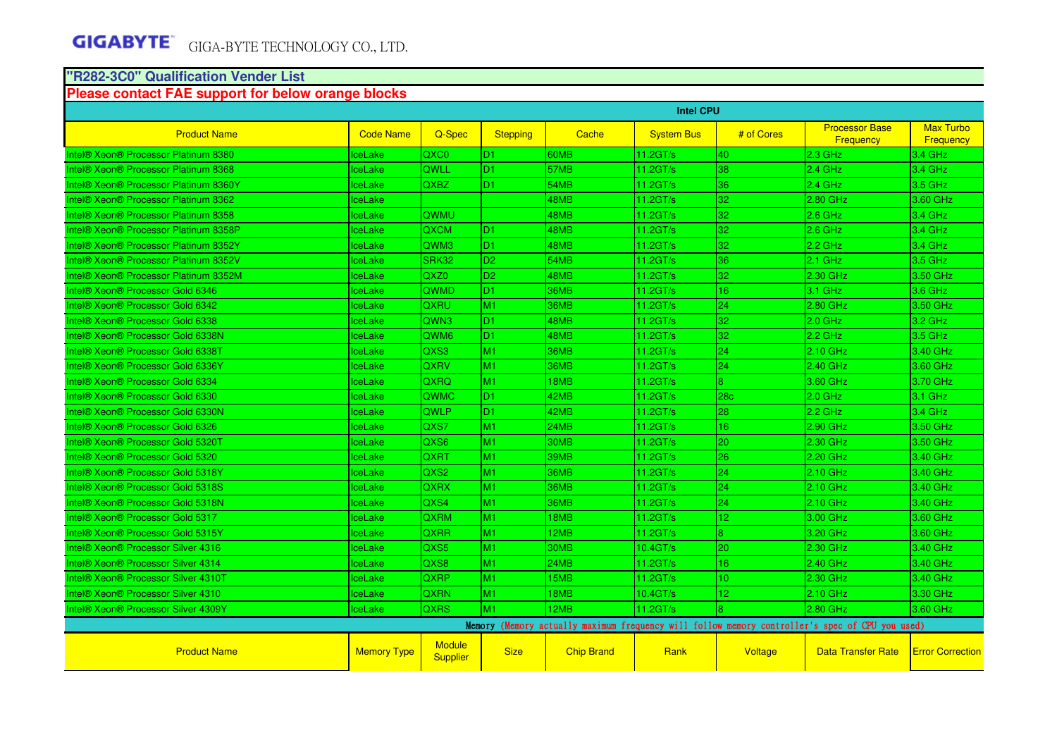GIGABYTE GIGA-BYTE TECHNOLOGY CO., LTD.

## "R282-3C0" Qualification Vender List

**Please contact FAE support for below orange blocks**

**Intel CPU**

| Product Name | Code Name | Q-Spec | Stepping | Cache | System Bus | # of Cores | Processor Base Frequency | Max Turbo Frequency |
|---|---|---|---|---|---|---|---|---|
| Intel® Xeon® Processor Platinum 8380 | IceLake | QXC0 | D1 | 60MB | 11.2GT/s | 40 | 2.3 GHz | 3.4 GHz |
| Intel® Xeon® Processor Platinum 8368 | IceLake | QWLL | D1 | 57MB | 11.2GT/s | 38 | 2.4 GHz | 3.4 GHz |
| Intel® Xeon® Processor Platinum 8360Y | IceLake | QXBZ | D1 | 54MB | 11.2GT/s | 36 | 2.4 GHz | 3.5 GHz |
| Intel® Xeon® Processor Platinum 8362 | IceLake | | | 48MB | 11.2GT/s | 32 | 2.80 GHz | 3.60 GHz |
| Intel® Xeon® Processor Platinum 8358 | IceLake | QWMU | | 48MB | 11.2GT/s | 32 | 2.6 GHz | 3.4 GHz |
| Intel® Xeon® Processor Platinum 8358P | IceLake | QXCM | D1 | 48MB | 11.2GT/s | 32 | 2.6 GHz | 3.4 GHz |
| Intel® Xeon® Processor Platinum 8352Y | IceLake | QWM3 | D1 | 48MB | 11.2GT/s | 32 | 2.2 GHz | 3.4 GHz |
| Intel® Xeon® Processor Platinum 8352V | IceLake | SRK32 | D2 | 54MB | 11.2GT/s | 36 | 2.1 GHz | 3.5 GHz |
| Intel® Xeon® Processor Platinum 8352M | IceLake | QXZ0 | D2 | 48MB | 11.2GT/s | 32 | 2.30 GHz | 3.50 GHz |
| Intel® Xeon® Processor Gold 6346 | IceLake | QWMD | D1 | 36MB | 11.2GT/s | 16 | 3.1 GHz | 3.6 GHz |
| Intel® Xeon® Processor Gold 6342 | IceLake | QXRU | M1 | 36MB | 11.2GT/s | 24 | 2.80 GHz | 3.50 GHz |
| Intel® Xeon® Processor Gold 6338 | IceLake | QWN3 | D1 | 48MB | 11.2GT/s | 32 | 2.0 GHz | 3.2 GHz |
| Intel® Xeon® Processor Gold 6338N | IceLake | QWM6 | D1 | 48MB | 11.2GT/s | 32 | 2.2 GHz | 3.5 GHz |
| Intel® Xeon® Processor Gold 6338T | IceLake | QXS3 | M1 | 36MB | 11.2GT/s | 24 | 2.10 GHz | 3.40 GHz |
| Intel® Xeon® Processor Gold 6336Y | IceLake | QXRV | M1 | 36MB | 11.2GT/s | 24 | 2.40 GHz | 3.60 GHz |
| Intel® Xeon® Processor Gold 6334 | IceLake | QXRQ | M1 | 18MB | 11.2GT/s | 8 | 3.60 GHz | 3.70 GHz |
| Intel® Xeon® Processor Gold 6330 | IceLake | QWMC | D1 | 42MB | 11.2GT/s | 28c | 2.0 GHz | 3.1 GHz |
| Intel® Xeon® Processor Gold 6330N | IceLake | QWLP | D1 | 42MB | 11.2GT/s | 28 | 2.2 GHz | 3.4 GHz |
| Intel® Xeon® Processor Gold 6326 | IceLake | QXS7 | M1 | 24MB | 11.2GT/s | 16 | 2.90 GHz | 3.50 GHz |
| Intel® Xeon® Processor Gold 5320T | IceLake | QXS6 | M1 | 30MB | 11.2GT/s | 20 | 2.30 GHz | 3.50 GHz |
| Intel® Xeon® Processor Gold 5320 | IceLake | QXRT | M1 | 39MB | 11.2GT/s | 26 | 2.20 GHz | 3.40 GHz |
| Intel® Xeon® Processor Gold 5318Y | IceLake | QXS2 | M1 | 36MB | 11.2GT/s | 24 | 2.10 GHz | 3.40 GHz |
| Intel® Xeon® Processor Gold 5318S | IceLake | QXRX | M1 | 36MB | 11.2GT/s | 24 | 2.10 GHz | 3.40 GHz |
| Intel® Xeon® Processor Gold 5318N | IceLake | QXS4 | M1 | 36MB | 11.2GT/s | 24 | 2.10 GHz | 3.40 GHz |
| Intel® Xeon® Processor Gold 5317 | IceLake | QXRM | M1 | 18MB | 11.2GT/s | 12 | 3.00 GHz | 3.60 GHz |
| Intel® Xeon® Processor Gold 5315Y | IceLake | QXRR | M1 | 12MB | 11.2GT/s | 8 | 3.20 GHz | 3.60 GHz |
| Intel® Xeon® Processor Silver 4316 | IceLake | QXS5 | M1 | 30MB | 10.4GT/s | 20 | 2.30 GHz | 3.40 GHz |
| Intel® Xeon® Processor Silver 4314 | IceLake | QXS8 | M1 | 24MB | 11.2GT/s | 16 | 2.40 GHz | 3.40 GHz |
| Intel® Xeon® Processor Silver 4310T | IceLake | QXRP | M1 | 15MB | 11.2GT/s | 10 | 2.30 GHz | 3.40 GHz |
| Intel® Xeon® Processor Silver 4310 | IceLake | QXRN | M1 | 18MB | 10.4GT/s | 12 | 2.10 GHz | 3.30 GHz |
| Intel® Xeon® Processor Silver 4309Y | IceLake | QXRS | M1 | 12MB | 11.2GT/s | 8 | 2.80 GHz | 3.60 GHz |

**Memory** (Memory actually maximum frequency will follow memory controller's spec of CPU you used)

| Product Name | Memory Type | Module Supplier | Size | Chip Brand | Rank | Voltage | Data Transfer Rate | Error Correction |
|---|---|---|---|---|---|---|---|---|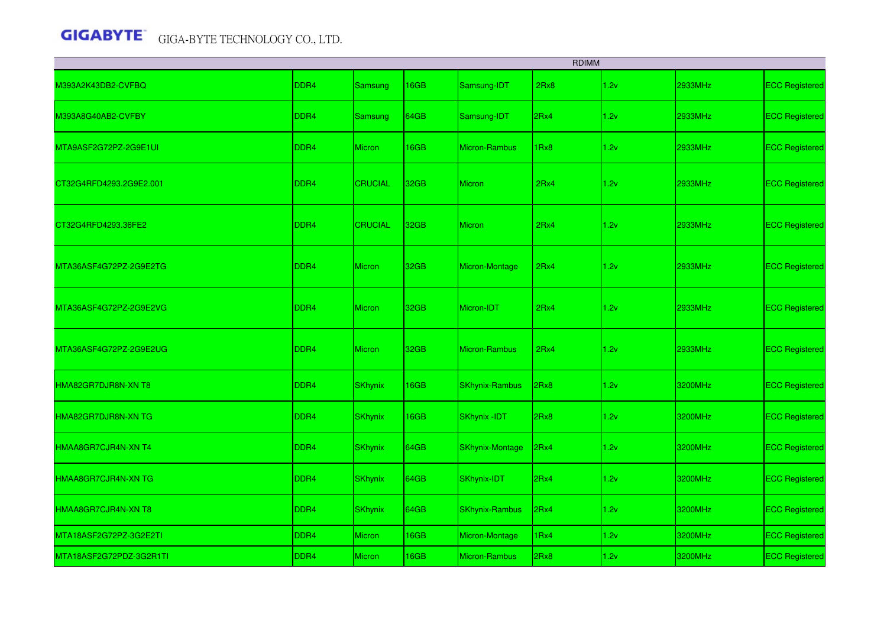| RDIMM | | | | | | | | |
|---|---|---|---|---|---|---|---|---|
| M393A2K43DB2-CVFBQ | DDR4 | Samsung | 16GB | Samsung-IDT | 2Rx8 | 1.2v | 2933MHz | ECC Registered |
| M393A8G40AB2-CVFBY | DDR4 | Samsung | 64GB | Samsung-IDT | 2Rx4 | 1.2v | 2933MHz | ECC Registered |
| MTA9ASF2G72PZ-2G9E1UI | DDR4 | Micron | 16GB | Micron-Rambus | 1Rx8 | 1.2v | 2933MHz | ECC Registered |
| CT32G4RFD4293.2G9E2.001 | DDR4 | CRUCIAL | 32GB | Micron | 2Rx4 | 1.2v | 2933MHz | ECC Registered |
| CT32G4RFD4293.36FE2 | DDR4 | CRUCIAL | 32GB | Micron | 2Rx4 | 1.2v | 2933MHz | ECC Registered |
| MTA36ASF4G72PZ-2G9E2TG | DDR4 | Micron | 32GB | Micron-Montage | 2Rx4 | 1.2v | 2933MHz | ECC Registered |
| MTA36ASF4G72PZ-2G9E2VG | DDR4 | Micron | 32GB | Micron-IDT | 2Rx4 | 1.2v | 2933MHz | ECC Registered |
| MTA36ASF4G72PZ-2G9E2UG | DDR4 | Micron | 32GB | Micron-Rambus | 2Rx4 | 1.2v | 2933MHz | ECC Registered |
| HMA82GR7DJR8N-XN T8 | DDR4 | SKhynix | 16GB | SKhynix-Rambus | 2Rx8 | 1.2v | 3200MHz | ECC Registered |
| HMA82GR7DJR8N-XN TG | DDR4 | SKhynix | 16GB | SKhynix -IDT | 2Rx8 | 1.2v | 3200MHz | ECC Registered |
| HMAA8GR7CJR4N-XN T4 | DDR4 | SKhynix | 64GB | SKhynix-Montage | 2Rx4 | 1.2v | 3200MHz | ECC Registered |
| HMAA8GR7CJR4N-XN TG | DDR4 | SKhynix | 64GB | SKhynix-IDT | 2Rx4 | 1.2v | 3200MHz | ECC Registered |
| HMAA8GR7CJR4N-XN T8 | DDR4 | SKhynix | 64GB | SKhynix-Rambus | 2Rx4 | 1.2v | 3200MHz | ECC Registered |
| MTA18ASF2G72PZ-3G2E2TI | DDR4 | Micron | 16GB | Micron-Montage | 1Rx4 | 1.2v | 3200MHz | ECC Registered |
| MTA18ASF2G72PDZ-3G2R1TI | DDR4 | Micron | 16GB | Micron-Rambus | 2Rx8 | 1.2v | 3200MHz | ECC Registered |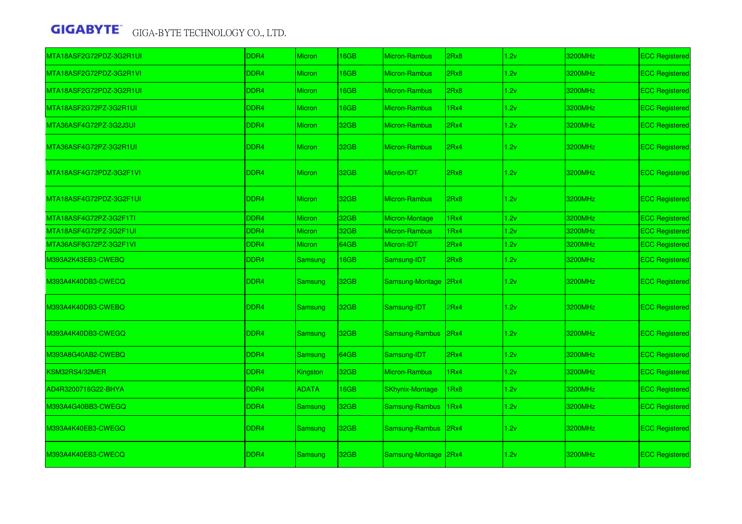| MTA18ASF2G72PDZ-3G2R1UI | DDR4 | Micron | 16GB | Micron-Rambus | 2Rx8 | 1.2v | 3200MHz | ECC Registered |
|---|---|---|---|---|---|---|---|---|
| MTA18ASF2G72PDZ-3G2R1VI | DDR4 | Micron | 16GB | Micron-Rambus | 2Rx8 | 1.2v | 3200MHz | ECC Registered |
| MTA18ASF2G72PDZ-3G2R1UI | DDR4 | Micron | 16GB | Micron-Rambus | 2Rx8 | 1.2v | 3200MHz | ECC Registered |
| MTA18ASF2G72PZ-3G2R1UI | DDR4 | Micron | 16GB | Micron-Rambus | 1Rx4 | 1.2v | 3200MHz | ECC Registered |
| MTA36ASF4G72PZ-3G2J3UI | DDR4 | Micron | 32GB | Micron-Rambus | 2Rx4 | 1.2v | 3200MHz | ECC Registered |
| MTA36ASF4G72PZ-3G2R1UI | DDR4 | Micron | 32GB | Micron-Rambus | 2Rx4 | 1.2v | 3200MHz | ECC Registered |
| MTA18ASF4G72PDZ-3G2F1VI | DDR4 | Micron | 32GB | Micron-IDT | 2Rx8 | 1.2v | 3200MHz | ECC Registered |
| MTA18ASF4G72PDZ-3G2F1UI | DDR4 | Micron | 32GB | Micron-Rambus | 2Rx8 | 1.2v | 3200MHz | ECC Registered |
| MTA18ASF4G72PZ-3G2F1TI | DDR4 | Micron | 32GB | Micron-Montage | 1Rx4 | 1.2v | 3200MHz | ECC Registered |
| MTA18ASF4G72PZ-3G2F1UI | DDR4 | Micron | 32GB | Micron-Rambus | 1Rx4 | 1.2v | 3200MHz | ECC Registered |
| MTA36ASF8G72PZ-3G2F1VI | DDR4 | Micron | 64GB | Micron-IDT | 2Rx4 | 1.2v | 3200MHz | ECC Registered |
| M393A2K43EB3-CWEBQ | DDR4 | Samsung | 16GB | Samsung-IDT | 2Rx8 | 1.2v | 3200MHz | ECC Registered |
| M393A4K40DB3-CWECQ | DDR4 | Samsung | 32GB | Samsung-Montage | 2Rx4 | 1.2v | 3200MHz | ECC Registered |
| M393A4K40DB3-CWEBQ | DDR4 | Samsung | 32GB | Samsung-IDT | 2Rx4 | 1.2v | 3200MHz | ECC Registered |
| M393A4K40DB3-CWEGQ | DDR4 | Samsung | 32GB | Samsung-Rambus | 2Rx4 | 1.2v | 3200MHz | ECC Registered |
| M393A8G40AB2-CWEBQ | DDR4 | Samsung | 64GB | Samsung-IDT | 2Rx4 | 1.2v | 3200MHz | ECC Registered |
| KSM32RS4/32MER | DDR4 | Kingston | 32GB | Micron-Rambus | 1Rx4 | 1.2v | 3200MHz | ECC Registered |
| AD4R3200716G22-BHYA | DDR4 | ADATA | 16GB | SKhynix-Montage | 1Rx8 | 1.2v | 3200MHz | ECC Registered |
| M393A4G40BB3-CWEGQ | DDR4 | Samsung | 32GB | Samsung-Rambus | 1Rx4 | 1.2v | 3200MHz | ECC Registered |
| M393A4K40EB3-CWEGQ | DDR4 | Samsung | 32GB | Samsung-Rambus | 2Rx4 | 1.2v | 3200MHz | ECC Registered |
| M393A4K40EB3-CWECQ | DDR4 | Samsung | 32GB | Samsung-Montage | 2Rx4 | 1.2v | 3200MHz | ECC Registered |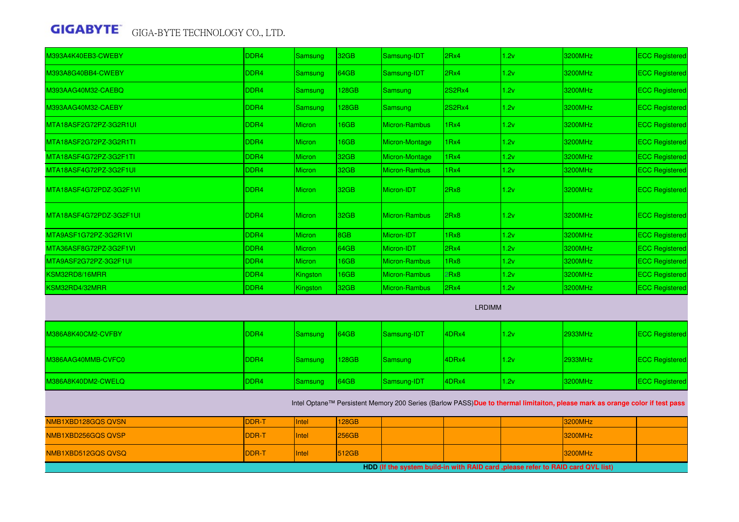| | | | | | | | | |
|---|---|---|---|---|---|---|---|---|
| M393A4K40EB3-CWEBY | DDR4 | Samsung | 32GB | Samsung-IDT | 2Rx4 | 1.2v | 3200MHz | ECC Registered |
| M393A8G40BB4-CWEBY | DDR4 | Samsung | 64GB | Samsung-IDT | 2Rx4 | 1.2v | 3200MHz | ECC Registered |
| M393AAG40M32-CAEBQ | DDR4 | Samsung | 128GB | Samsung | 2S2Rx4 | 1.2v | 3200MHz | ECC Registered |
| M393AAG40M32-CAEBY | DDR4 | Samsung | 128GB | Samsung | 2S2Rx4 | 1.2v | 3200MHz | ECC Registered |
| MTA18ASF2G72PZ-3G2R1UI | DDR4 | Micron | 16GB | Micron-Rambus | 1Rx4 | 1.2v | 3200MHz | ECC Registered |
| MTA18ASF2G72PZ-3G2R1TI | DDR4 | Micron | 16GB | Micron-Montage | 1Rx4 | 1.2v | 3200MHz | ECC Registered |
| MTA18ASF4G72PZ-3G2F1TI | DDR4 | Micron | 32GB | Micron-Montage | 1Rx4 | 1.2v | 3200MHz | ECC Registered |
| MTA18ASF4G72PZ-3G2F1UI | DDR4 | Micron | 32GB | Micron-Rambus | 1Rx4 | 1.2v | 3200MHz | ECC Registered |
| MTA18ASF4G72PDZ-3G2F1VI | DDR4 | Micron | 32GB | Micron-IDT | 2Rx8 | 1.2v | 3200MHz | ECC Registered |
| MTA18ASF4G72PDZ-3G2F1UI | DDR4 | Micron | 32GB | Micron-Rambus | 2Rx8 | 1.2v | 3200MHz | ECC Registered |
| MTA9ASF1G72PZ-3G2R1VI | DDR4 | Micron | 8GB | Micron-IDT | 1Rx8 | 1.2v | 3200MHz | ECC Registered |
| MTA36ASF8G72PZ-3G2F1VI | DDR4 | Micron | 64GB | Micron-IDT | 2Rx4 | 1.2v | 3200MHz | ECC Registered |
| MTA9ASF2G72PZ-3G2F1UI | DDR4 | Micron | 16GB | Micron-Rambus | 1Rx8 | 1.2v | 3200MHz | ECC Registered |
| KSM32RD8/16MRR | DDR4 | Kingston | 16GB | Micron-Rambus | 2Rx8 | 1.2v | 3200MHz | ECC Registered |
| KSM32RD4/32MRR | DDR4 | Kingston | 32GB | Micron-Rambus | 2Rx4 | 1.2v | 3200MHz | ECC Registered |
| LRDIMM | | | | | | | | |
| M386A8K40CM2-CVFBY | DDR4 | Samsung | 64GB | Samsung-IDT | 4DRx4 | 1.2v | 2933MHz | ECC Registered |
| M386AAG40MMB-CVFC0 | DDR4 | Samsung | 128GB | Samsung | 4DRx4 | 1.2v | 2933MHz | ECC Registered |
| M386A8K40DM2-CWELQ | DDR4 | Samsung | 64GB | Samsung-IDT | 4DRx4 | 1.2v | 3200MHz | ECC Registered |
| Intel Optane™ Persistent Memory 200 Series (Barlow PASS) **Due to thermal limitaiton, please mark as orange color if test pass** | | | | | | | | |
| NMB1XBD128GQS QVSN | DDR-T | Intel | 128GB | | | | 3200MHz | |
| NMB1XBD256GQS QVSP | DDR-T | Intel | 256GB | | | | 3200MHz | |
| NMB1XBD512GQS QVSQ | DDR-T | Intel | 512GB | | | | 3200MHz | |
| **HDD (If the system build-in with RAID card ,please refer to RAID card QVL list)** | | | | | | | | |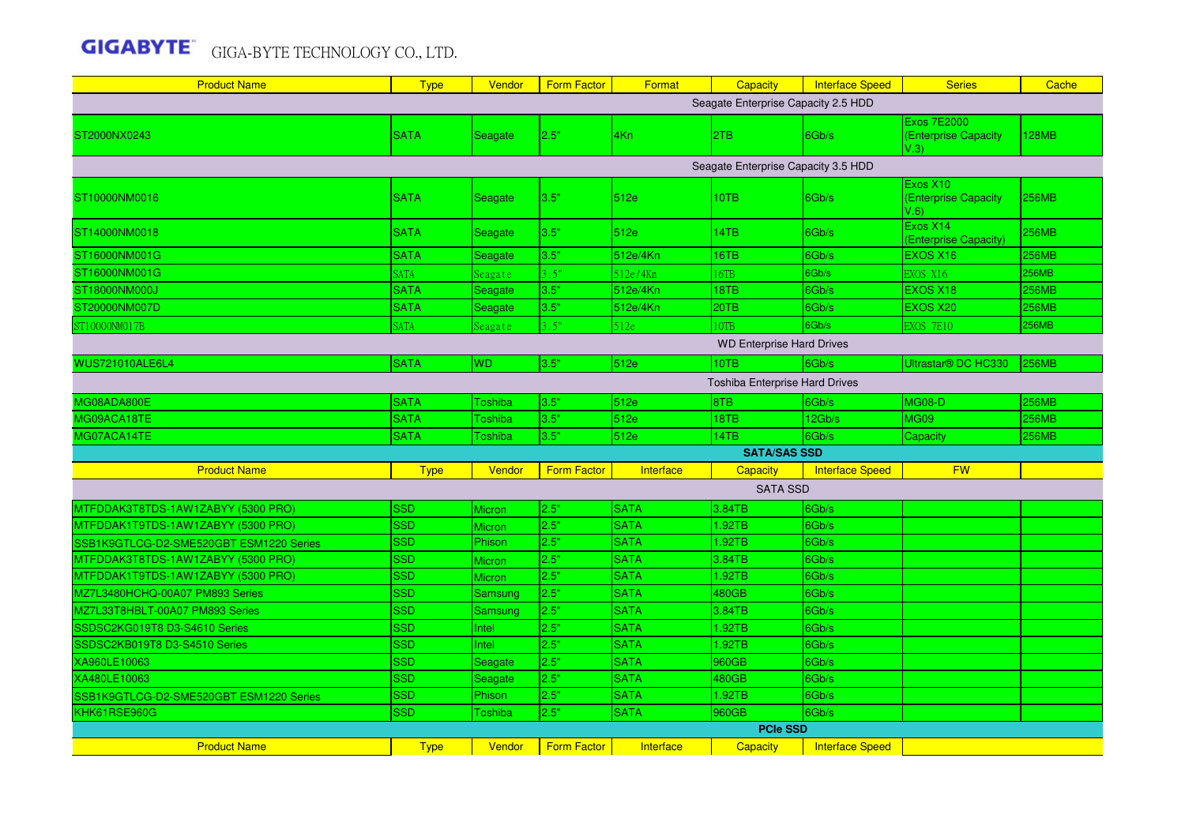GIGABYTE GIGA-BYTE TECHNOLOGY CO., LTD.

| Product Name | Type | Vendor | Form Factor | Format | Capacity | Interface Speed | Series | Cache |
|---|---|---|---|---|---|---|---|---|
| Seagate Enterprise Capacity 2.5 HDD | | | | | | | | |
| ST2000NX0243 | SATA | Seagate | 2.5" | 4Kn | 2TB | 6Gb/s | Exos 7E2000 (Enterprise Capacity V.3) | 128MB |
| Seagate Enterprise Capacity 3.5 HDD | | | | | | | | |
| ST10000NM0016 | SATA | Seagate | 3.5" | 512e | 10TB | 6Gb/s | Exos X10 (Enterprise Capacity V.6) | 256MB |
| ST14000NM0018 | SATA | Seagate | 3.5" | 512e | 14TB | 6Gb/s | Exos X14 (Enterprise Capacity) | 256MB |
| ST16000NM001G | SATA | Seagate | 3.5" | 512e/4Kn | 16TB | 6Gb/s | EXOS X16 | 256MB |
| ST16000NM001G | SATA | Seagate | 3.5" | 512e/4Kn | 16TB | 6Gb/s | EXOS X16 | 256MB |
| ST18000NM000J | SATA | Seagate | 3.5" | 512e/4Kn | 18TB | 6Gb/s | EXOS X18 | 256MB |
| ST20000NM007D | SATA | Seagate | 3.5" | 512e/4Kn | 20TB | 6Gb/s | EXOS X20 | 256MB |
| ST10000NM017B | SATA | Seagate | 3.5" | 512e | 10TB | 6Gb/s | EXOS 7E10 | 256MB |
| WD Enterprise Hard Drives | | | | | | | | |
| WUS721010ALE6L4 | SATA | WD | 3.5" | 512e | 10TB | 6Gb/s | Ultrastar® DC HC330 | 256MB |
| Toshiba Enterprise Hard Drives | | | | | | | | |
| MG08ADA800E | SATA | Toshiba | 3.5" | 512e | 8TB | 6Gb/s | MG08-D | 256MB |
| MG09ACA18TE | SATA | Toshiba | 3.5" | 512e | 18TB | 12Gb/s | MG09 | 256MB |
| MG07ACA14TE | SATA | Toshiba | 3.5" | 512e | 14TB | 6Gb/s | Capacity | 256MB |

**SATA/SAS SSD**

| Product Name | Type | Vendor | Form Factor | Interface | Capacity | Interface Speed | FW | |
|---|---|---|---|---|---|---|---|---|
| SATA SSD | | | | | | | | |
| MTFDDAK3T8TDS-1AW1ZABYY (5300 PRO) | SSD | Micron | 2.5" | SATA | 3.84TB | 6Gb/s | | |
| MTFDDAK1T9TDS-1AW1ZABYY (5300 PRO) | SSD | Micron | 2.5" | SATA | 1.92TB | 6Gb/s | | |
| SSB1K9GTLCG-D2-SME520GBT ESM1220 Series | SSD | Phison | 2.5" | SATA | 1.92TB | 6Gb/s | | |
| MTFDDAK3T8TDS-1AW1ZABYY (5300 PRO) | SSD | Micron | 2.5" | SATA | 3.84TB | 6Gb/s | | |
| MTFDDAK1T9TDS-1AW1ZABYY (5300 PRO) | SSD | Micron | 2.5" | SATA | 1.92TB | 6Gb/s | | |
| MZ7L3480HCHQ-00A07 PM893 Series | SSD | Samsung | 2.5" | SATA | 480GB | 6Gb/s | | |
| MZ7L33T8HBLT-00A07 PM893 Series | SSD | Samsung | 2.5" | SATA | 3.84TB | 6Gb/s | | |
| SSDSC2KG019T8 D3-S4610 Series | SSD | Intel | 2.5" | SATA | 1.92TB | 6Gb/s | | |
| SSDSC2KB019T8 D3-S4510 Series | SSD | Intel | 2.5" | SATA | 1.92TB | 6Gb/s | | |
| XA960LE10063 | SSD | Seagate | 2.5" | SATA | 960GB | 6Gb/s | | |
| XA480LE10063 | SSD | Seagate | 2.5" | SATA | 480GB | 6Gb/s | | |
| SSB1K9GTLCG-D2-SME520GBT ESM1220 Series | SSD | Phison | 2.5" | SATA | 1.92TB | 6Gb/s | | |
| KHK61RSE960G | SSD | Toshiba | 2.5" | SATA | 960GB | 6Gb/s | | |

**PCIe SSD**

| Product Name | Type | Vendor | Form Factor | Interface | Capacity | Interface Speed | |
|---|---|---|---|---|---|---|---|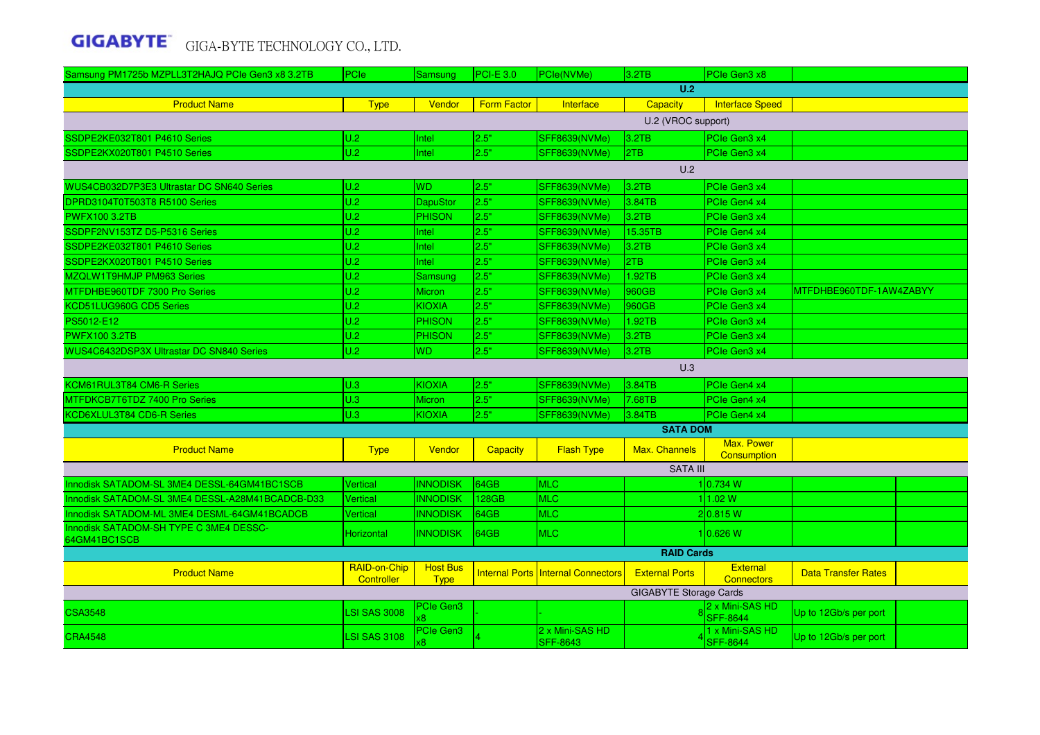| Samsung PM1725b MZPLL3T2HAJQ PCIe Gen3 x8 3.2TB | PCIe | Samsung | PCI-E 3.0 | PCIe(NVMe) | 3.2TB | PCIe Gen3 x8 | |
|---|---|---|---|---|---|---|---|

**U.2**

| Product Name | Type | Vendor | Form Factor | Interface | Capacity | Interface Speed | |
|---|---|---|---|---|---|---|---|
| U.2 (VROC support) | | | | | | | |
| SSDPE2KE032T801 P4610 Series | U.2 | Intel | 2.5" | SFF8639(NVMe) | 3.2TB | PCIe Gen3 x4 | |
| SSDPE2KX020T801 P4510 Series | U.2 | Intel | 2.5" | SFF8639(NVMe) | 2TB | PCIe Gen3 x4 | |
| U.2 | | | | | | | |
| WUS4CB032D7P3E3 Ultrastar DC SN640 Series | U.2 | WD | 2.5" | SFF8639(NVMe) | 3.2TB | PCIe Gen3 x4 | |
| DPRD3104T0T503T8 R5100 Series | U.2 | DapuStor | 2.5" | SFF8639(NVMe) | 3.84TB | PCIe Gen4 x4 | |
| PWFX100 3.2TB | U.2 | PHISON | 2.5" | SFF8639(NVMe) | 3.2TB | PCIe Gen3 x4 | |
| SSDPF2NV153TZ D5-P5316 Series | U.2 | Intel | 2.5" | SFF8639(NVMe) | 15.35TB | PCIe Gen4 x4 | |
| SSDPE2KE032T801 P4610 Series | U.2 | Intel | 2.5" | SFF8639(NVMe) | 3.2TB | PCIe Gen3 x4 | |
| SSDPE2KX020T801 P4510 Series | U.2 | Intel | 2.5" | SFF8639(NVMe) | 2TB | PCIe Gen3 x4 | |
| MZQLW1T9HMJP PM963 Series | U.2 | Samsung | 2.5" | SFF8639(NVMe) | 1.92TB | PCIe Gen3 x4 | |
| MTFDHBE960TDF 7300 Pro Series | U.2 | Micron | 2.5" | SFF8639(NVMe) | 960GB | PCIe Gen3 x4 | MTFDHBE960TDF-1AW4ZABYY |
| KCD51LUG960G CD5 Series | U.2 | KIOXIA | 2.5" | SFF8639(NVMe) | 960GB | PCIe Gen3 x4 | |
| PS5012-E12 | U.2 | PHISON | 2.5" | SFF8639(NVMe) | 1.92TB | PCIe Gen3 x4 | |
| PWFX100 3.2TB | U.2 | PHISON | 2.5" | SFF8639(NVMe) | 3.2TB | PCIe Gen3 x4 | |
| WUS4C6432DSP3X Ultrastar DC SN840 Series | U.2 | WD | 2.5" | SFF8639(NVMe) | 3.2TB | PCIe Gen3 x4 | |
| U.3 | | | | | | | |
| KCM61RUL3T84 CM6-R Series | U.3 | KIOXIA | 2.5" | SFF8639(NVMe) | 3.84TB | PCIe Gen4 x4 | |
| MTFDKCB7T6TDZ 7400 Pro Series | U.3 | Micron | 2.5" | SFF8639(NVMe) | 7.68TB | PCIe Gen4 x4 | |
| KCD6XLUL3T84 CD6-R Series | U.3 | KIOXIA | 2.5" | SFF8639(NVMe) | 3.84TB | PCIe Gen4 x4 | |

**SATA DOM**

| Product Name | Type | Vendor | Capacity | Flash Type | Max. Channels | Max. Power Consumption | | |
|---|---|---|---|---|---|---|---|---|
| SATA III | | | | | | | | |
| Innodisk SATADOM-SL 3ME4 DESSL-64GM41BC1SCB | Vertical | INNODISK | 64GB | MLC | 1 | 0.734 W | | |
| Innodisk SATADOM-SL 3ME4 DESSL-A28M41BCADCB-D33 | Vertical | INNODISK | 128GB | MLC | 1 | 1.02 W | | |
| Innodisk SATADOM-ML 3ME4 DESML-64GM41BCADCB | Vertical | INNODISK | 64GB | MLC | 2 | 0.815 W | | |
| Innodisk SATADOM-SH TYPE C 3ME4 DESSC-64GM41BC1SCB | Horizontal | INNODISK | 64GB | MLC | 1 | 0.626 W | | |

**RAID Cards**

| Product Name | RAID-on-Chip Controller | Host Bus Type | Internal Ports | Internal Connectors | External Ports | External Connectors | Data Transfer Rates | |
|---|---|---|---|---|---|---|---|---|
| GIGABYTE Storage Cards | | | | | | | | |
| CSA3548 | LSI SAS 3008 | PCIe Gen3 x8 | - | - | 8 | 2 x Mini-SAS HD SFF-8644 | Up to 12Gb/s per port | |
| CRA4548 | LSI SAS 3108 | PCIe Gen3 x8 | 4 | 2 x Mini-SAS HD SFF-8643 | 4 | 1 x Mini-SAS HD SFF-8644 | Up to 12Gb/s per port | |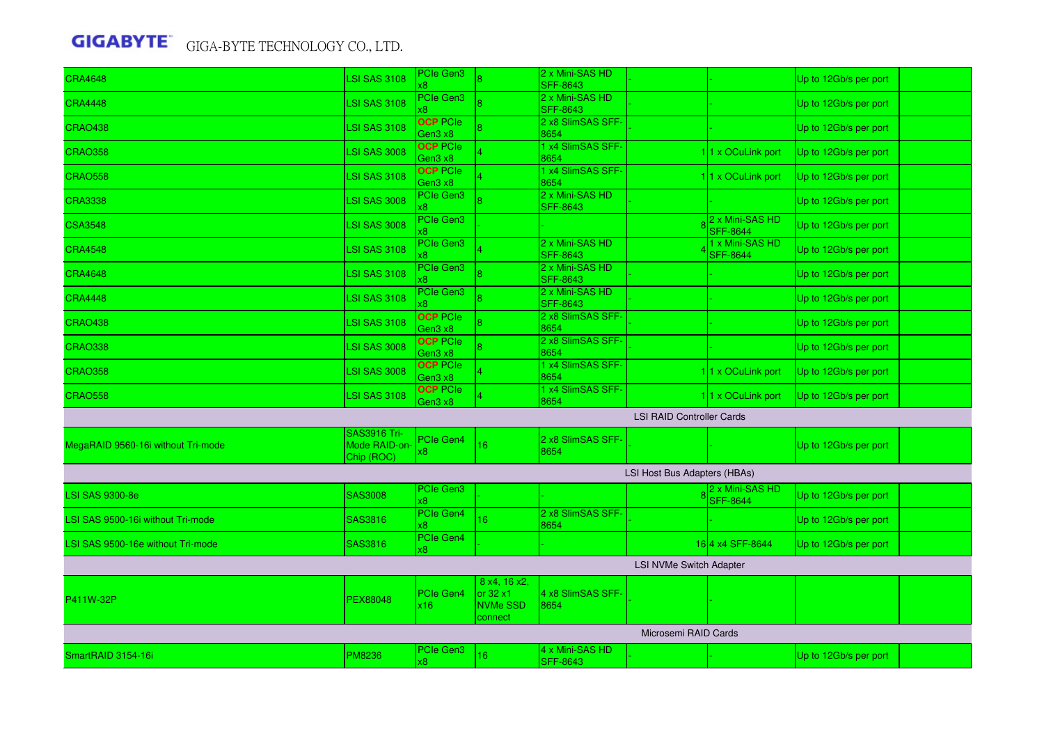| | | | | | | | | |
|---|---|---|---|---|---|---|---|---|
| CRA4648 | LSI SAS 3108 | PCIe Gen3 x8 | 8 | 2 x Mini-SAS HD SFF-8643 | - | - | Up to 12Gb/s per port | |
| CRA4448 | LSI SAS 3108 | PCIe Gen3 x8 | 8 | 2 x Mini-SAS HD SFF-8643 | - | - | Up to 12Gb/s per port | |
| CRAO438 | LSI SAS 3108 | OCP PCIe Gen3 x8 | 8 | 2 x8 SlimSAS SFF-8654 | - | - | Up to 12Gb/s per port | |
| CRAO358 | LSI SAS 3008 | OCP PCIe Gen3 x8 | 4 | 1 x4 SlimSAS SFF-8654 | 1 | 1 x OCuLink port | Up to 12Gb/s per port | |
| CRAO558 | LSI SAS 3108 | OCP PCIe Gen3 x8 | 4 | 1 x4 SlimSAS SFF-8654 | 1 | 1 x OCuLink port | Up to 12Gb/s per port | |
| CRA3338 | LSI SAS 3008 | PCIe Gen3 x8 | 8 | 2 x Mini-SAS HD SFF-8643 | - | - | Up to 12Gb/s per port | |
| CSA3548 | LSI SAS 3008 | PCIe Gen3 x8 | - | - | 8 | 2 x Mini-SAS HD SFF-8644 | Up to 12Gb/s per port | |
| CRA4548 | LSI SAS 3108 | PCIe Gen3 x8 | 4 | 2 x Mini-SAS HD SFF-8643 | 4 | 1 x Mini-SAS HD SFF-8644 | Up to 12Gb/s per port | |
| CRA4648 | LSI SAS 3108 | PCIe Gen3 x8 | 8 | 2 x Mini-SAS HD SFF-8643 | - | - | Up to 12Gb/s per port | |
| CRA4448 | LSI SAS 3108 | PCIe Gen3 x8 | 8 | 2 x Mini-SAS HD SFF-8643 | - | - | Up to 12Gb/s per port | |
| CRAO438 | LSI SAS 3108 | OCP PCIe Gen3 x8 | 8 | 2 x8 SlimSAS SFF-8654 | - | - | Up to 12Gb/s per port | |
| CRAO338 | LSI SAS 3008 | OCP PCIe Gen3 x8 | 8 | 2 x8 SlimSAS SFF-8654 | - | - | Up to 12Gb/s per port | |
| CRAO358 | LSI SAS 3008 | OCP PCIe Gen3 x8 | 4 | 1 x4 SlimSAS SFF-8654 | 1 | 1 x OCuLink port | Up to 12Gb/s per port | |
| CRAO558 | LSI SAS 3108 | OCP PCIe Gen3 x8 | 4 | 1 x4 SlimSAS SFF-8654 | 1 | 1 x OCuLink port | Up to 12Gb/s per port | |
| LSI RAID Controller Cards | | | | | | | | |
| MegaRAID 9560-16i without Tri-mode | SAS3916 Tri-Mode RAID-on-Chip (ROC) | PCIe Gen4 x8 | 16 | 2 x8 SlimSAS SFF-8654 | - | - | Up to 12Gb/s per port | |
| LSI Host Bus Adapters (HBAs) | | | | | | | | |
| LSI SAS 9300-8e | SAS3008 | PCIe Gen3 x8 | - | - | 8 | 2 x Mini-SAS HD SFF-8644 | Up to 12Gb/s per port | |
| LSI SAS 9500-16i without Tri-mode | SAS3816 | PCIe Gen4 x8 | 16 | 2 x8 SlimSAS SFF-8654 | - | - | Up to 12Gb/s per port | |
| LSI SAS 9500-16e without Tri-mode | SAS3816 | PCIe Gen4 x8 | - | - | 16 | 4 x4 SFF-8644 | Up to 12Gb/s per port | |
| LSI NVMe Switch Adapter | | | | | | | | |
| P411W-32P | PEX88048 | PCIe Gen4 x16 | 8 x4, 16 x2, or 32 x1 NVMe SSD connect | 4 x8 SlimSAS SFF-8654 | - | - | | |
| Microsemi RAID Cards | | | | | | | | |
| SmartRAID 3154-16i | PM8236 | PCIe Gen3 x8 | 16 | 4 x Mini-SAS HD SFF-8643 | - | - | Up to 12Gb/s per port | |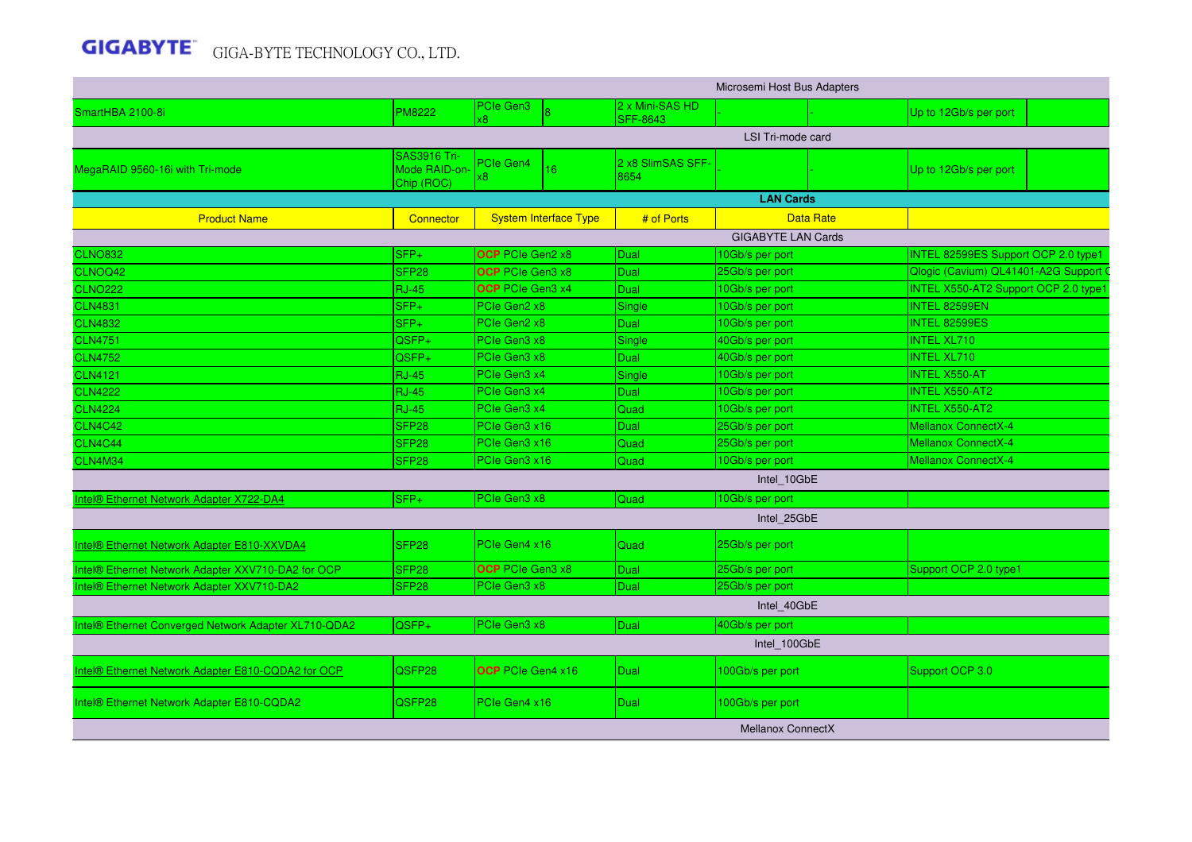| Product Name | Connector | System Interface Type | | # of Ports | Data Rate | | |
|---|---|---|---|---|---|---|---|
| Microsemi Host Bus Adapters | | | | | | | |
| SmartHBA 2100-8i | PM8222 | PCIe Gen3 x8 | 8 | 2 x Mini-SAS HD SFF-8643 | - | - | Up to 12Gb/s per port |
| LSI Tri-mode card | | | | | | | |
| MegaRAID 9560-16i with Tri-mode | SAS3916 Tri-Mode RAID-on-Chip (ROC) | PCIe Gen4 x8 | 16 | 2 x8 SlimSAS SFF-8654 | - | - | Up to 12Gb/s per port |
| **LAN Cards** | | | | | | | |
| Product Name | Connector | System Interface Type | | # of Ports | Data Rate | | |
| GIGABYTE LAN Cards | | | | | | | |
| CLNO832 | SFP+ | OCP PCIe Gen2 x8 | | Dual | 10Gb/s per port | | INTEL 82599ES Support OCP 2.0 type1 |
| CLNOQ42 | SFP28 | OCP PCIe Gen3 x8 | | Dual | 25Gb/s per port | | Qlogic (Cavium) QL41401-A2G Support O |
| CLNO222 | RJ-45 | OCP PCIe Gen3 x4 | | Dual | 10Gb/s per port | | INTEL X550-AT2 Support OCP 2.0 type1 |
| CLN4831 | SFP+ | PCIe Gen2 x8 | | Single | 10Gb/s per port | | INTEL 82599EN |
| CLN4832 | SFP+ | PCIe Gen2 x8 | | Dual | 10Gb/s per port | | INTEL 82599ES |
| CLN4751 | QSFP+ | PCIe Gen3 x8 | | Single | 40Gb/s per port | | INTEL XL710 |
| CLN4752 | QSFP+ | PCIe Gen3 x8 | | Dual | 40Gb/s per port | | INTEL XL710 |
| CLN4121 | RJ-45 | PCIe Gen3 x4 | | Single | 10Gb/s per port | | INTEL X550-AT |
| CLN4222 | RJ-45 | PCIe Gen3 x4 | | Dual | 10Gb/s per port | | INTEL X550-AT2 |
| CLN4224 | RJ-45 | PCIe Gen3 x4 | | Quad | 10Gb/s per port | | INTEL X550-AT2 |
| CLN4C42 | SFP28 | PCIe Gen3 x16 | | Dual | 25Gb/s per port | | Mellanox ConnectX-4 |
| CLN4C44 | SFP28 | PCIe Gen3 x16 | | Quad | 25Gb/s per port | | Mellanox ConnectX-4 |
| CLN4M34 | SFP28 | PCIe Gen3 x16 | | Quad | 10Gb/s per port | | Mellanox ConnectX-4 |
| Intel_10GbE | | | | | | | |
| Intel® Ethernet Network Adapter X722-DA4 | SFP+ | PCIe Gen3 x8 | | Quad | 10Gb/s per port | | |
| Intel_25GbE | | | | | | | |
| Intel® Ethernet Network Adapter E810-XXVDA4 | SFP28 | PCIe Gen4 x16 | | Quad | 25Gb/s per port | | |
| Intel® Ethernet Network Adapter XXV710-DA2 for OCP | SFP28 | OCP PCIe Gen3 x8 | | Dual | 25Gb/s per port | | Support OCP 2.0 type1 |
| Intel® Ethernet Network Adapter XXV710-DA2 | SFP28 | PCIe Gen3 x8 | | Dual | 25Gb/s per port | | |
| Intel_40GbE | | | | | | | |
| Intel® Ethernet Converged Network Adapter XL710-QDA2 | QSFP+ | PCIe Gen3 x8 | | Dual | 40Gb/s per port | | |
| Intel_100GbE | | | | | | | |
| Intel® Ethernet Network Adapter E810-CQDA2 for OCP | QSFP28 | OCP PCIe Gen4 x16 | | Dual | 100Gb/s per port | | Support OCP 3.0 |
| Intel® Ethernet Network Adapter E810-CQDA2 | QSFP28 | PCIe Gen4 x16 | | Dual | 100Gb/s per port | | |
| Mellanox ConnectX | | | | | | | |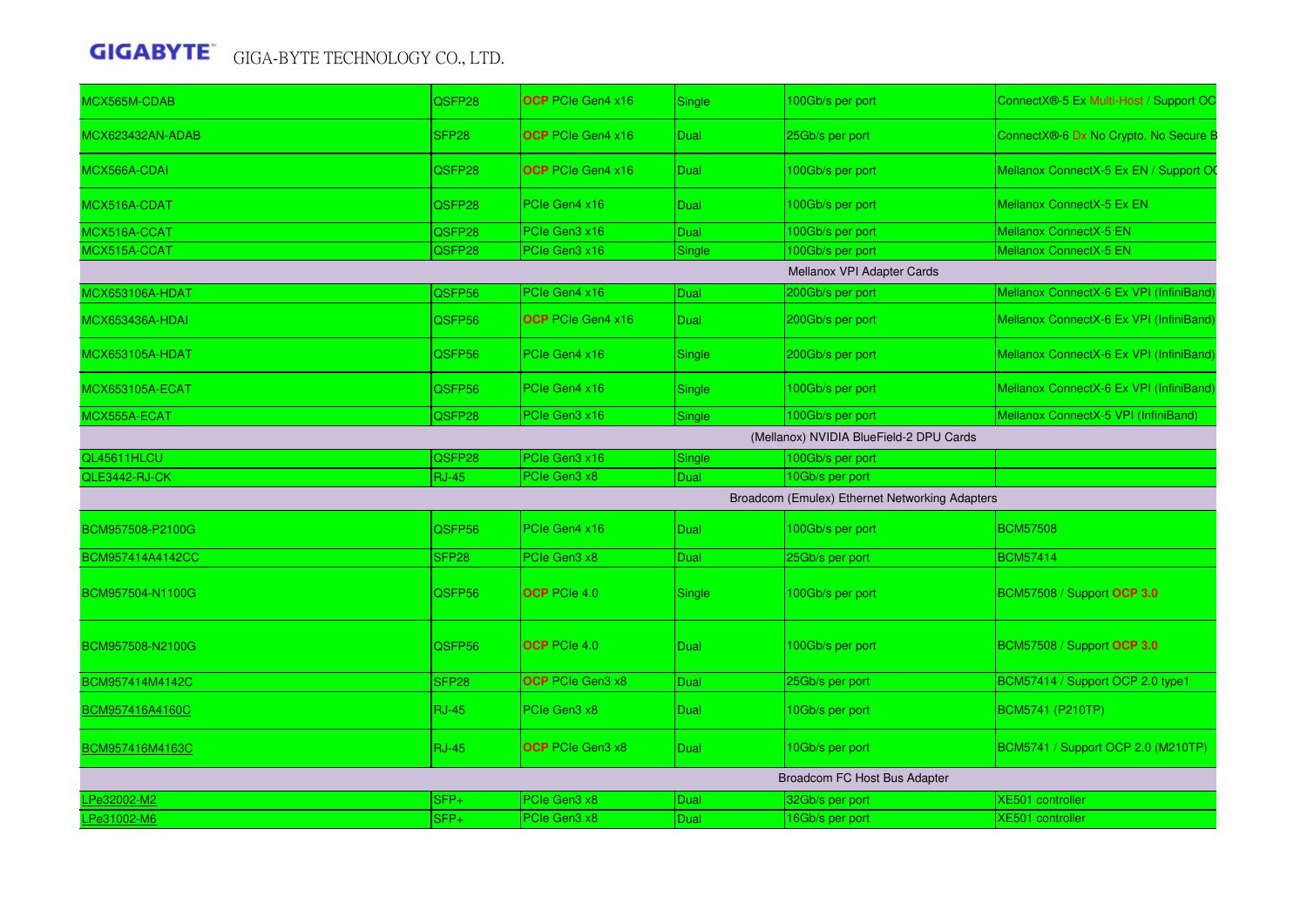| | | | | | |
|---|---|---|---|---|---|
| MCX565M-CDAB | QSFP28 | OCP PCIe Gen4 x16 | Single | 100Gb/s per port | ConnectX®-5 Ex Multi-Host / Support OC |
| MCX623432AN-ADAB | SFP28 | OCP PCIe Gen4 x16 | Dual | 25Gb/s per port | ConnectX®-6 Dx No Crypto, No Secure B |
| MCX566A-CDAI | QSFP28 | OCP PCIe Gen4 x16 | Dual | 100Gb/s per port | Mellanox ConnectX-5 Ex EN / Support OC |
| MCX516A-CDAT | QSFP28 | PCIe Gen4 x16 | Dual | 100Gb/s per port | Mellanox ConnectX-5 Ex EN |
| MCX516A-CCAT | QSFP28 | PCIe Gen3 x16 | Dual | 100Gb/s per port | Mellanox ConnectX-5 EN |
| MCX515A-CCAT | QSFP28 | PCIe Gen3 x16 | Single | 100Gb/s per port | Mellanox ConnectX-5 EN |
| Mellanox VPI Adapter Cards | | | | | |
| MCX653106A-HDAT | QSFP56 | PCIe Gen4 x16 | Dual | 200Gb/s per port | Mellanox ConnectX-6 Ex VPI (InfiniBand) |
| MCX653436A-HDAI | QSFP56 | OCP PCIe Gen4 x16 | Dual | 200Gb/s per port | Mellanox ConnectX-6 Ex VPI (InfiniBand) |
| MCX653105A-HDAT | QSFP56 | PCIe Gen4 x16 | Single | 200Gb/s per port | Mellanox ConnectX-6 Ex VPI (InfiniBand) |
| MCX653105A-ECAT | QSFP56 | PCIe Gen4 x16 | Single | 100Gb/s per port | Mellanox ConnectX-6 Ex VPI (InfiniBand) |
| MCX555A-ECAT | QSFP28 | PCIe Gen3 x16 | Single | 100Gb/s per port | Mellanox ConnectX-5 VPI (InfiniBand) |
| (Mellanox) NVIDIA BlueField-2 DPU Cards | | | | | |
| QL45611HLCU | QSFP28 | PCIe Gen3 x16 | Single | 100Gb/s per port | |
| QLE3442-RJ-CK | RJ-45 | PCIe Gen3 x8 | Dual | 10Gb/s per port | |
| Broadcom (Emulex) Ethernet Networking Adapters | | | | | |
| BCM957508-P2100G | QSFP56 | PCIe Gen4 x16 | Dual | 100Gb/s per port | BCM57508 |
| BCM957414A4142CC | SFP28 | PCIe Gen3 x8 | Dual | 25Gb/s per port | BCM57414 |
| BCM957504-N1100G | QSFP56 | OCP PCIe 4.0 | Single | 100Gb/s per port | BCM57508 / Support OCP 3.0 |
| BCM957508-N2100G | QSFP56 | OCP PCIe 4.0 | Dual | 100Gb/s per port | BCM57508 / Support OCP 3.0 |
| BCM957414M4142C | SFP28 | OCP PCIe Gen3 x8 | Dual | 25Gb/s per port | BCM57414 / Support OCP 2.0 type1 |
| BCM957416A4160C | RJ-45 | PCIe Gen3 x8 | Dual | 10Gb/s per port | BCM5741 (P210TP) |
| BCM957416M4163C | RJ-45 | OCP PCIe Gen3 x8 | Dual | 10Gb/s per port | BCM5741 / Support OCP 2.0 (M210TP) |
| Broadcom FC Host Bus Adapter | | | | | |
| LPe32002-M2 | SFP+ | PCIe Gen3 x8 | Dual | 32Gb/s per port | XE501 controller |
| LPe31002-M6 | SFP+ | PCIe Gen3 x8 | Dual | 16Gb/s per port | XE501 controller |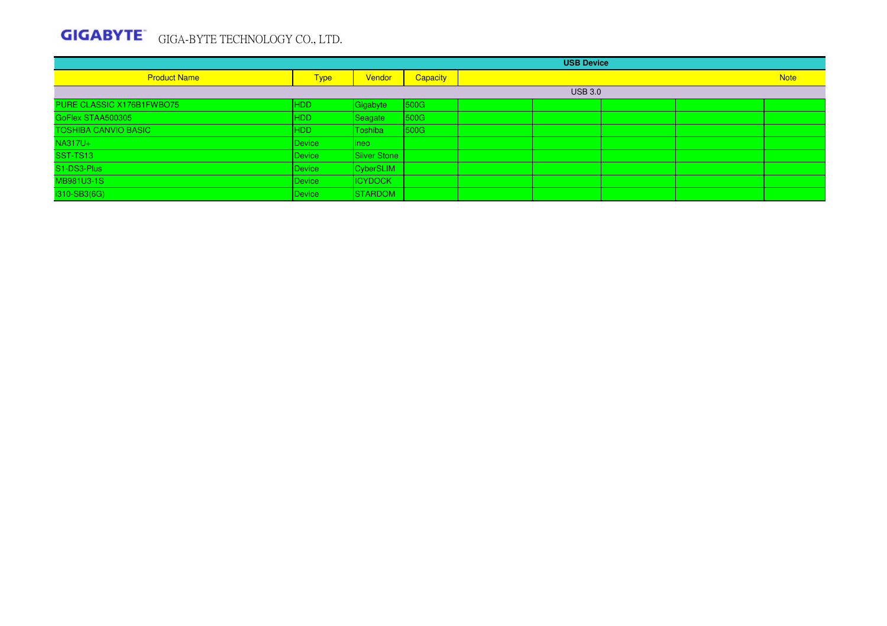GIGABYTE GIGA-BYTE TECHNOLOGY CO., LTD.

| USB Device | | | | | | | | |
|---|---|---|---|---|---|---|---|---|
| Product Name | Type | Vendor | Capacity | | | | | Note |
| USB 3.0 | | | | | | | | |
| PURE CLASSIC X176B1FWBO75 | HDD | Gigabyte | 500G | | | | | |
| GoFlex STAA500305 | HDD | Seagate | 500G | | | | | |
| TOSHIBA CANVIO BASIC | HDD | Toshiba | 500G | | | | | |
| NA317U+ | Device | ineo | | | | | | |
| SST-TS13 | Device | Silver Stone | | | | | | |
| S1-DS3-Plus | Device | CyberSLIM | | | | | | |
| MB981U3-1S | Device | ICYDOCK | | | | | | |
| i310-SB3(6G) | Device | STARDOM | | | | | | |